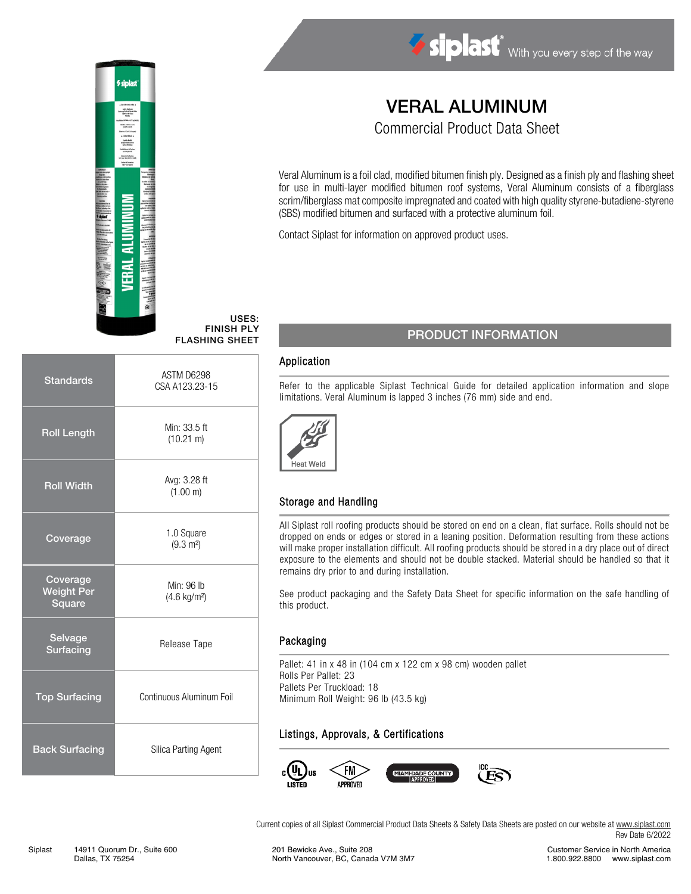# VERAL ALUMINUM

## Commercial Product Data Sheet

Veral Aluminum is a foil clad, modified bitumen finish ply. Designed as a finish ply and flashing sheet for use in multi-layer modified bitumen roof systems, Veral Aluminum consists of a fiberglass scrim/fiberglass mat composite impregnated and coated with high quality styrene-butadiene-styrene (SBS) modified bitumen and surfaced with a protective aluminum foil.

Contact Siplast for information on approved product uses.

**USES:**
**FINISH PLY**
**FLASHING SHEET**

| | |
|---|---|
| Standards | ASTM D6298<br>CSA A123.23-15 |
| Roll Length | Min: 33.5 ft<br>(10.21 m) |
| Roll Width | Avg: 3.28 ft<br>(1.00 m) |
| Coverage | 1.0 Square<br>(9.3 m²) |
| Coverage Weight Per Square | Min: 96 lb<br>(4.6 kg/m²) |
| Selvage Surfacing | Release Tape |
| Top Surfacing | Continuous Aluminum Foil |
| Back Surfacing | Silica Parting Agent |

## PRODUCT INFORMATION

### Application

Refer to the applicable Siplast Technical Guide for detailed application information and slope limitations. Veral Aluminum is lapped 3 inches (76 mm) side and end.

Heat Weld

### Storage and Handling

All Siplast roll roofing products should be stored on end on a clean, flat surface. Rolls should not be dropped on ends or edges or stored in a leaning position. Deformation resulting from these actions will make proper installation difficult. All roofing products should be stored in a dry place out of direct exposure to the elements and should not be double stacked. Material should be handled so that it remains dry prior to and during installation.

See product packaging and the Safety Data Sheet for specific information on the safe handling of this product.

### Packaging

Pallet: 41 in x 48 in (104 cm x 122 cm x 98 cm) wooden pallet
Rolls Per Pallet: 23
Pallets Per Truckload: 18
Minimum Roll Weight: 96 lb (43.5 kg)

### Listings, Approvals, & Certifications

c UL us LISTED · FM APPROVED · MIAMI-DADE COUNTY APPROVED · ICC ES

Current copies of all Siplast Commercial Product Data Sheets & Safety Data Sheets are posted on our website at www.siplast.com
Rev Date 6/2022

Siplast 14911 Quorum Dr., Suite 600 Dallas, TX 75254 | 201 Bewicke Ave., Suite 208 North Vancouver, BC, Canada V7M 3M7 | Customer Service in North America 1.800.922.8800 www.siplast.com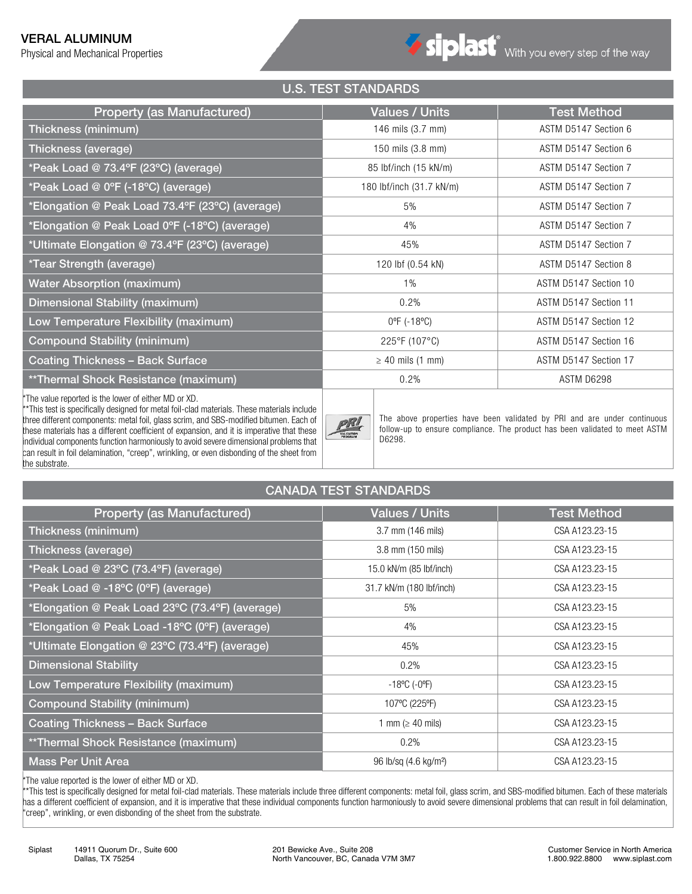# VERAL ALUMINUM

Physical and Mechanical Properties

siplast With you every step of the way

## U.S. TEST STANDARDS

| Property (as Manufactured) | Values / Units | Test Method |
|---|---|---|
| Thickness (minimum) | 146 mils (3.7 mm) | ASTM D5147 Section 6 |
| Thickness (average) | 150 mils (3.8 mm) | ASTM D5147 Section 6 |
| *Peak Load @ 73.4°F (23°C) (average) | 85 lbf/inch (15 kN/m) | ASTM D5147 Section 7 |
| *Peak Load @ 0°F (-18°C) (average) | 180 lbf/inch (31.7 kN/m) | ASTM D5147 Section 7 |
| *Elongation @ Peak Load 73.4°F (23°C) (average) | 5% | ASTM D5147 Section 7 |
| *Elongation @ Peak Load 0°F (-18°C) (average) | 4% | ASTM D5147 Section 7 |
| *Ultimate Elongation @ 73.4°F (23°C) (average) | 45% | ASTM D5147 Section 7 |
| *Tear Strength (average) | 120 lbf (0.54 kN) | ASTM D5147 Section 8 |
| Water Absorption (maximum) | 1% | ASTM D5147 Section 10 |
| Dimensional Stability (maximum) | 0.2% | ASTM D5147 Section 11 |
| Low Temperature Flexibility (maximum) | 0ºF (-18ºC) | ASTM D5147 Section 12 |
| Compound Stability (minimum) | 225°F (107°C) | ASTM D5147 Section 16 |
| Coating Thickness – Back Surface | ≥ 40 mils (1 mm) | ASTM D5147 Section 17 |
| **Thermal Shock Resistance (maximum) | 0.2% | ASTM D6298 |

*The value reported is the lower of either MD or XD.

**This test is specifically designed for metal foil-clad materials. These materials include three different components: metal foil, glass scrim, and SBS-modified bitumen. Each of these materials has a different coefficient of expansion, and it is imperative that these individual components function harmoniously to avoid severe dimensional problems that can result in foil delamination, "creep", wrinkling, or even disbonding of the sheet from the substrate.

PRI VALIDATION PROGRAM

The above properties have been validated by PRI and are under continuous follow-up to ensure compliance. The product has been validated to meet ASTM D6298.

## CANADA TEST STANDARDS

| Property (as Manufactured) | Values / Units | Test Method |
|---|---|---|
| Thickness (minimum) | 3.7 mm (146 mils) | CSA A123.23-15 |
| Thickness (average) | 3.8 mm (150 mils) | CSA A123.23-15 |
| *Peak Load @ 23ºC (73.4ºF) (average) | 15.0 kN/m (85 lbf/inch) | CSA A123.23-15 |
| *Peak Load @ -18ºC (0ºF) (average) | 31.7 kN/m (180 lbf/inch) | CSA A123.23-15 |
| *Elongation @ Peak Load 23ºC (73.4ºF) (average) | 5% | CSA A123.23-15 |
| *Elongation @ Peak Load -18ºC (0ºF) (average) | 4% | CSA A123.23-15 |
| *Ultimate Elongation @ 23ºC (73.4ºF) (average) | 45% | CSA A123.23-15 |
| Dimensional Stability | 0.2% | CSA A123.23-15 |
| Low Temperature Flexibility (maximum) | -18ºC (-0ºF) | CSA A123.23-15 |
| Compound Stability (minimum) | 107ºC (225ºF) | CSA A123.23-15 |
| Coating Thickness – Back Surface | 1 mm (≥ 40 mils) | CSA A123.23-15 |
| **Thermal Shock Resistance (maximum) | 0.2% | CSA A123.23-15 |
| Mass Per Unit Area | 96 lb/sq (4.6 kg/m²) | CSA A123.23-15 |

*The value reported is the lower of either MD or XD.

**This test is specifically designed for metal foil-clad materials. These materials include three different components: metal foil, glass scrim, and SBS-modified bitumen. Each of these materials has a different coefficient of expansion, and it is imperative that these individual components function harmoniously to avoid severe dimensional problems that can result in foil delamination, "creep", wrinkling, or even disbonding of the sheet from the substrate.

Siplast 14911 Quorum Dr., Suite 600 Dallas, TX 75254

201 Bewicke Ave., Suite 208 North Vancouver, BC, Canada V7M 3M7

Customer Service in North America 1.800.922.8800 www.siplast.com